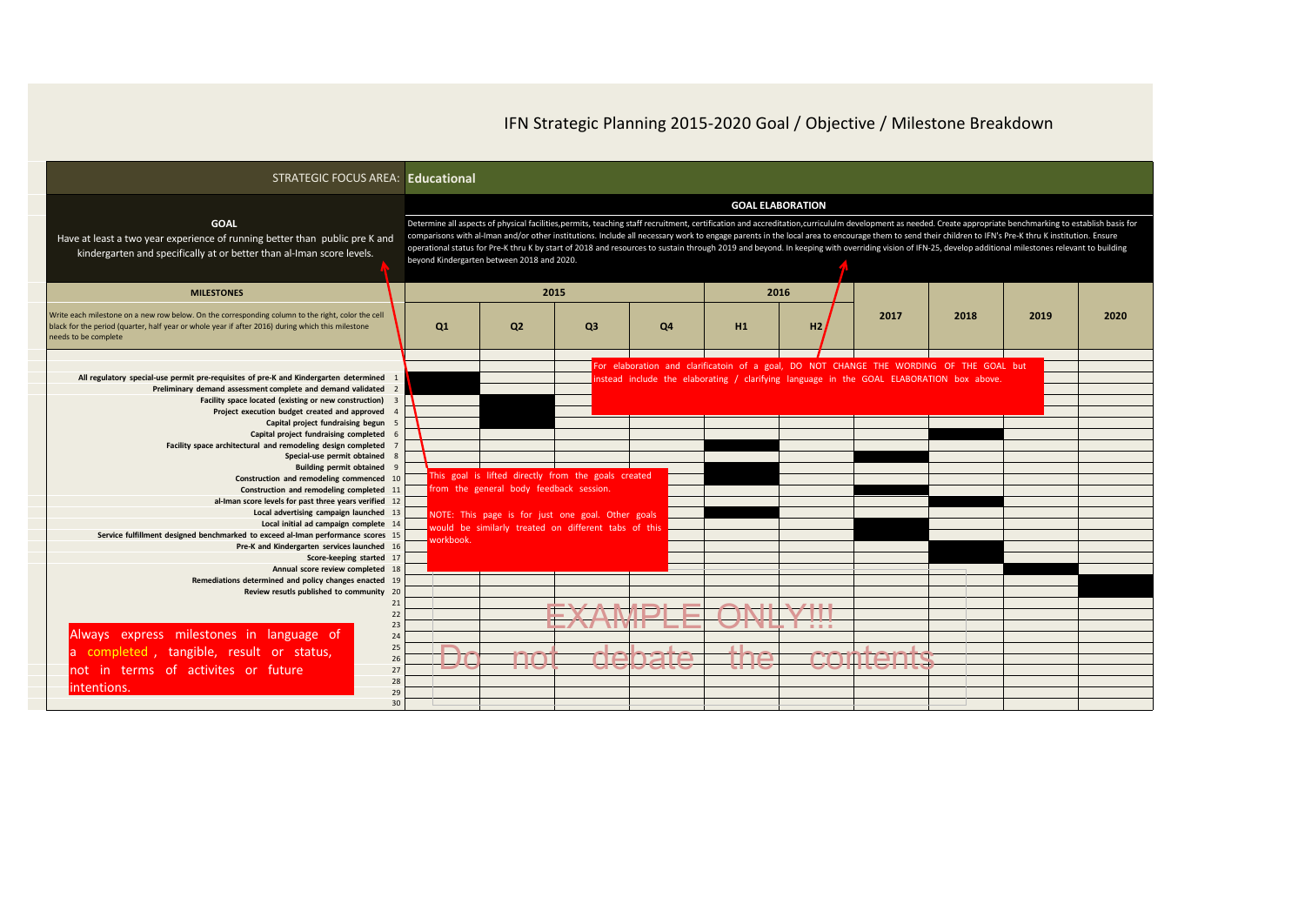# IFN Strategic Planning 2015-2020 Goal / Objective / Milestone Breakdown

**STRATEGIC FOCUS AREA: Educational**

## GOAL

Have at least a two year experience of running better than public pre K and kindergarten and specifically at or better than al-Iman score levels.

## GOAL ELABORATION

Determine all aspects of physical facilities,permits, teaching staff recruitment, certification and accreditation,curricululm development as needed. Create appropriate benchmarking to establish basis for comparisons with al-Iman and/or other institutions. Include all necessary work to engage parents in the local area to encourage them to send their children to IFN's Pre-K thru K institution. Ensure operational status for Pre-K thru K by start of 2018 and resources to sustain through 2019 and beyond. In keeping with overriding vision of IFN-25, develop additional milestones relevant to building beyond Kindergarten between 2018 and 2020.

## MILESTONES

Write each milestone on a new row below. On the corresponding column to the right, color the cell black for the period (quarter, half year or whole year if after 2016) during which this milestone needs to be complete

| # | Milestone | 2015 Q1 | 2015 Q2 | 2015 Q3 | 2015 Q4 | 2016 H1 | 2016 H2 | 2017 | 2018 | 2019 | 2020 |
|---|---|---|---|---|---|---|---|---|---|---|---|
| 1 | All regulatory special-use permit pre-requisites of pre-K and Kindergarten determined | ■ | | | | | | | | | |
| 2 | Preliminary demand assessment complete and demand validated | ■ | | | | | | | | | |
| 3 | Facility space located (existing or new construction) | | ■ | | | | | | | | |
| 4 | Project execution budget created and approved | | ■ | | | | | | | | |
| 5 | Capital project fundraising begun | | ■ | | | | | | | | |
| 6 | Capital project fundraising completed | | | | | | | | ■ | | |
| 7 | Facility space architectural and remodeling design completed | | | | | ■ | | | | | |
| 8 | Special-use permit obtained | | | | | | | ■ | | | |
| 9 | Building permit obtained | | | | | ■ | | | | | |
| 10 | Construction and remodeling commenced | | | | | ■ | | | | | |
| 11 | Construction and remodeling completed | | | | | | | ■ | | | |
| 12 | al-Iman score levels for past three years verified | | | | | | | | ■ | | |
| 13 | Local advertising campaign launched | | | | | ■ | | | | | |
| 14 | Local initial ad campaign complete | | | | | | | ■ | | | |
| 15 | Service fulfillment designed benchmarked to exceed al-Iman performance scores | | | | | | | ■ | | | |
| 16 | Pre-K and Kindergarten services launched | | | | | | | | ■ | | |
| 17 | Score-keeping started | | | | | | | | ■ | | |
| 18 | Annual score review completed | | | | | | | | | ■ | |
| 19 | Remediations determined and policy changes enacted | | | | | | | | | | ■ |
| 20 | Review resutls published to community | | | | | | | | | | ■ |
| 21 | | | | | | | | | | | |
| 22 | | | | | | | | | | | |
| 23 | | | | | | | | | | | |
| 24 | | | | | | | | | | | |
| 25 | | | | | | | | | | | |
| 26 | | | | | | | | | | | |
| 27 | | | | | | | | | | | |
| 28 | | | | | | | | | | | |
| 29 | | | | | | | | | | | |
| 30 | | | | | | | | | | | |

For elaboration and clarificatoin of a goal, DO NOT CHANGE THE WORDING OF THE GOAL but instead include the elaborating / clarifying language in the GOAL ELABORATION box above.

This goal is lifted directly from the goals created from the general body feedback session.

NOTE: This page is for just one goal. Other goals would be similarly treated on different tabs of this workbook.

EXAMPLE ONLY!!!

Do not debate the contents

Always express milestones in language of a completed, tangible, result or status, not in terms of activites or future intentions.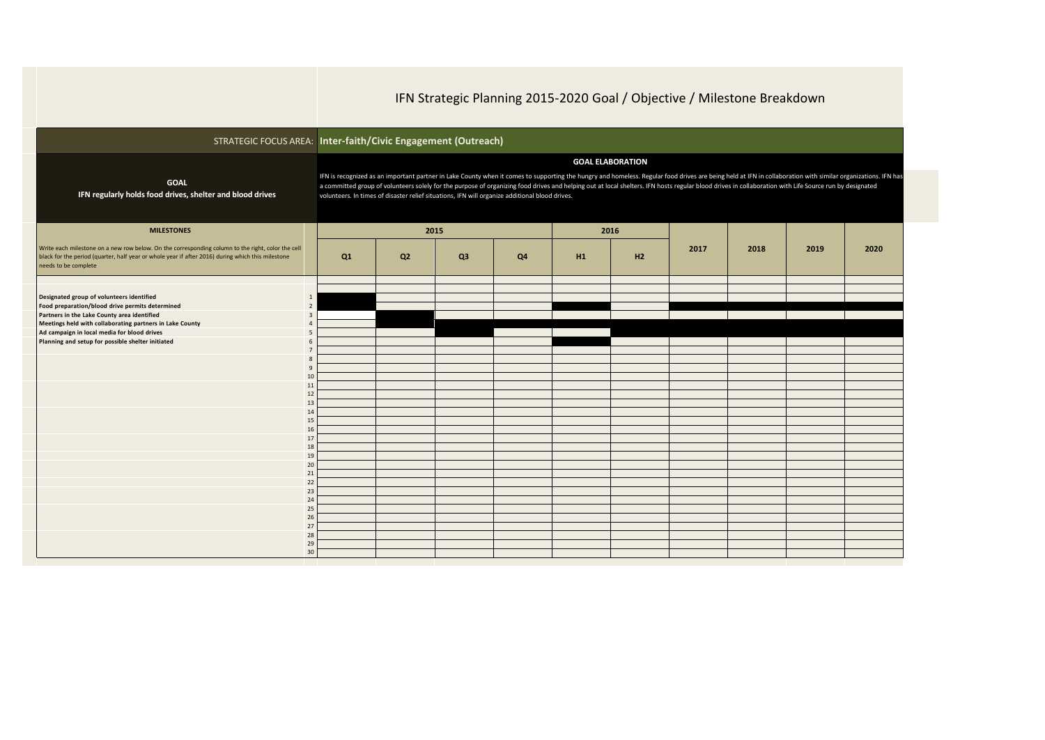# IFN Strategic Planning 2015-2020 Goal / Objective / Milestone Breakdown

STRATEGIC FOCUS AREA: **Inter-faith/Civic Engagement (Outreach)**

| GOAL | GOAL ELABORATION |
|---|---|
| **IFN regularly holds food drives, shelter and blood drives** | IFN is recognized as an important partner in Lake County when it comes to supporting the hungry and homeless. Regular food drives are being held at IFN in collaboration with similar organizations. IFN has a committed group of volunteers solely for the purpose of organizing food drives and helping out at local shelters. IFN hosts regular blood drives in collaboration with Life Source run by designated volunteers. In times of disaster relief situations, IFN will organize additional blood drives. |

| MILESTONES | # | 2015 | | | | 2016 | | 2017 | 2018 | 2019 | 2020 |
|---|---|---|---|---|---|---|---|---|---|---|---|
| Write each milestone on a new row below. On the corresponding column to the right, color the cell black for the period (quarter, half year or whole year if after 2016) during which this milestone needs to be complete | | Q1 | Q2 | Q3 | Q4 | H1 | H2 | | | | |
| **Designated group of volunteers identified** | 1 | ■ | | | | | | | | | |
| **Food preparation/blood drive permits determined** | 2 | ■ | | | | ■ | | ■ | ■ | ■ | ■ |
| **Partners in the Lake County area identified** | 3 | | ■ | | | | | | | | |
| **Meetings held with collaborating partners in Lake County** | 4 | | ■ | ■ | ■ | ■ | ■ | ■ | ■ | ■ | ■ |
| **Ad campaign in local media for blood drives** | 5 | | | ■ | | | ■ | ■ | ■ | ■ | ■ |
| **Planning and setup for possible shelter initiated** | 6 | | | | | ■ | | | | | |
| | 7 | | | | | | | | | | |
| | 8 | | | | | | | | | | |
| | 9 | | | | | | | | | | |
| | 10 | | | | | | | | | | |
| | 11 | | | | | | | | | | |
| | 12 | | | | | | | | | | |
| | 13 | | | | | | | | | | |
| | 14 | | | | | | | | | | |
| | 15 | | | | | | | | | | |
| | 16 | | | | | | | | | | |
| | 17 | | | | | | | | | | |
| | 18 | | | | | | | | | | |
| | 19 | | | | | | | | | | |
| | 20 | | | | | | | | | | |
| | 21 | | | | | | | | | | |
| | 22 | | | | | | | | | | |
| | 23 | | | | | | | | | | |
| | 24 | | | | | | | | | | |
| | 25 | | | | | | | | | | |
| | 26 | | | | | | | | | | |
| | 27 | | | | | | | | | | |
| | 28 | | | | | | | | | | |
| | 29 | | | | | | | | | | |
| | 30 | | | | | | | | | | |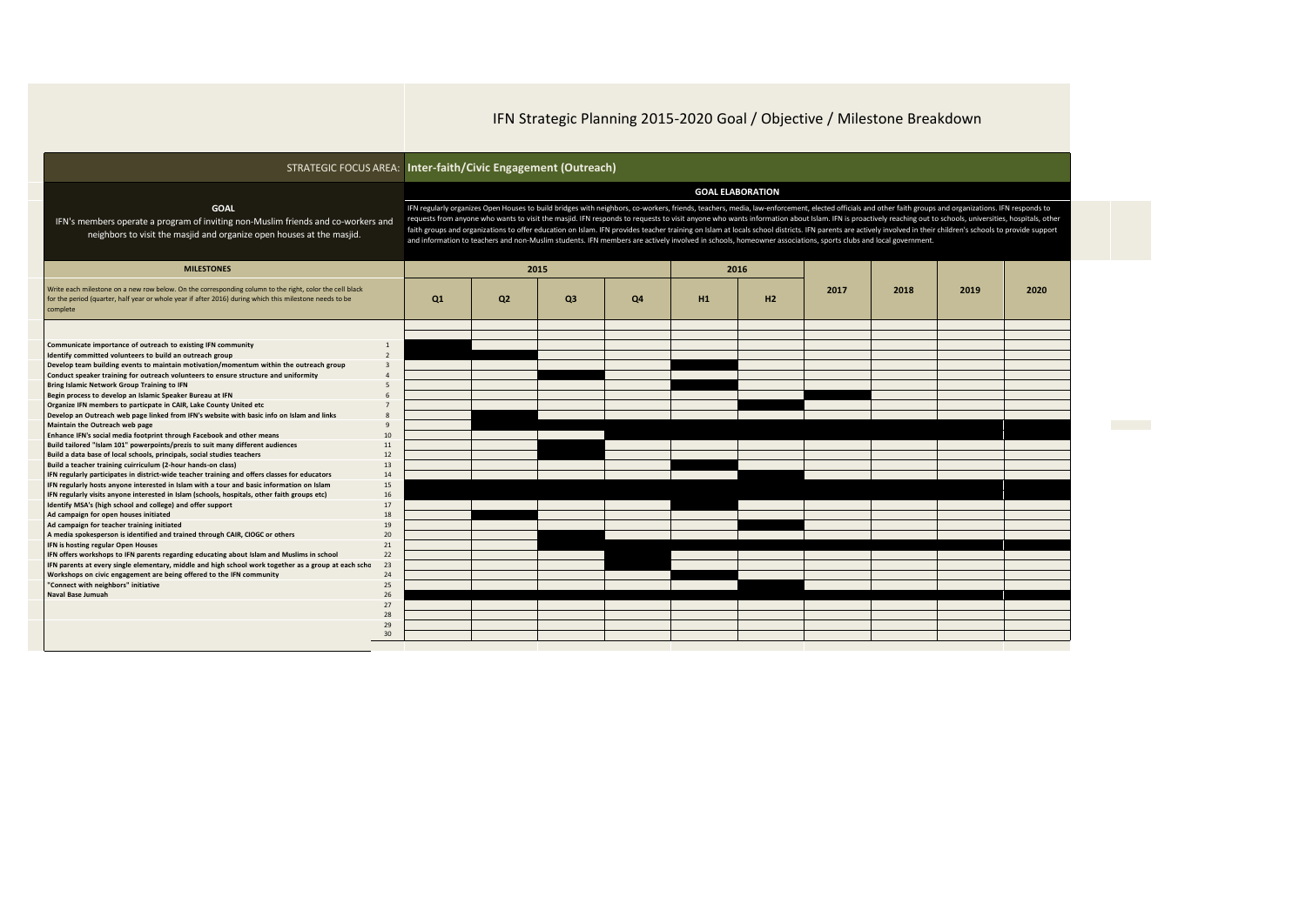# IFN Strategic Planning 2015-2020 Goal / Objective / Milestone Breakdown

**STRATEGIC FOCUS AREA: Inter-faith/Civic Engagement (Outreach)**

## GOAL

IFN's members operate a program of inviting non-Muslim friends and co-workers and neighbors to visit the masjid and organize open houses at the masjid.

## GOAL ELABORATION

IFN regularly organizes Open Houses to build bridges with neighbors, co-workers, friends, teachers, media, law-enforcement, elected officials and other faith groups and organizations. IFN responds to requests from anyone who wants to visit the masjid. IFN responds to requests to visit anyone who wants information about Islam. IFN is proactively reaching out to schools, universities, hospitals, other faith groups and organizations to offer education on Islam. IFN provides teacher training on Islam at locals school districts. IFN parents are actively involved in their children's schools to provide support and information to teachers and non-Muslim students. IFN members are actively involved in schools, homeowner associations, sports clubs and local government.

## MILESTONES

Write each milestone on a new row below. On the corresponding column to the right, color the cell black for the period (quarter, half year or whole year if after 2016) during which this milestone needs to be complete

(■ = cell colored black)

| Milestone | # | 2015 Q1 | 2015 Q2 | 2015 Q3 | 2015 Q4 | 2016 H1 | 2016 H2 | 2017 | 2018 | 2019 | 2020 |
|---|---|---|---|---|---|---|---|---|---|---|---|
| Communicate importance of outreach to existing IFN community | 1 | ■ | | | | | | | | | |
| Identify committed volunteers to build an outreach group | 2 | | ■ | | | | | | | | |
| Develop team building events to maintain motivation/momentum within the outreach group | 3 | | | | | ■ | | | | | |
| Conduct speaker training for outreach volunteers to ensure structure and uniformity | 4 | | | ■ | | | | | | | |
| Bring Islamic Network Group Training to IFN | 5 | | | | | ■ | | | | | |
| Begin process to develop an Islamic Speaker Bureau at IFN | 6 | | | | | | | ■ | | | |
| Organize IFN members to particpate in CAIR, Lake County United etc | 7 | | | | | | ■ | | | | |
| Develop an Outreach web page linked from IFN's website with basic info on Islam and links | 8 | | ■ | | | | | | | | |
| Maintain the Outreach web page | 9 | | | ■ | ■ | ■ | ■ | ■ | ■ | ■ | ■ |
| Enhance IFN's social media footprint through Facebook and other means | 10 | | | | ■ | ■ | ■ | ■ | ■ | ■ | ■ |
| Build tailored "Islam 101" powerpoints/prezis to suit many different audiences | 11 | | | ■ | | | | | | | |
| Build a data base of local schools, principals, social studies teachers | 12 | | | ■ | | | | | | | |
| Build a teacher training cuirriculum (2-hour hands-on class) | 13 | | | | | ■ | | | | | |
| IFN regularly participates in district-wide teacher training and offers classes for educators | 14 | | | | | | ■ | | | | |
| IFN regularly hosts anyone interested in Islam with a tour and basic information on Islam | 15 | ■ | ■ | ■ | ■ | ■ | ■ | ■ | ■ | ■ | ■ |
| IFN regularly visits anyone interested in Islam (schools, hospitals, other faith groups etc) | 16 | ■ | ■ | ■ | ■ | ■ | ■ | ■ | ■ | ■ | ■ |
| Identify MSA's (high school and college) and offer support | 17 | | | | | ■ | | | | | |
| Ad campaign for open houses initiated | 18 | | ■ | | | | | | | | |
| Ad campaign for teacher training initiated | 19 | | | | | | ■ | | | | |
| A media spokesperson is identified and trained through CAIR, CIOGC or others | 20 | | | ■ | | | | | | | |
| IFN is hosting regular Open Houses | 21 | | | ■ | ■ | ■ | ■ | ■ | ■ | ■ | ■ |
| IFN offers workshops to IFN parents regarding educating about Islam and Muslims in school | 22 | | | | ■ | | | | | | |
| IFN parents at every single elementary, middle and high school work together as a group at each scho | 23 | | | | ■ | | | | | | |
| Workshops on civic engagement are being offered to the IFN community | 24 | | | | | ■ | | | | | |
| "Connect with neighbors" initiative | 25 | | | | | | ■ | | | | |
| Naval Base Jumuah | 26 | ■ | ■ | ■ | ■ | ■ | ■ | ■ | ■ | ■ | ■ |
| | 27 | | | | | | | | | | |
| | 28 | | | | | | | | | | |
| | 29 | | | | | | | | | | |
| | 30 | | | | | | | | | | |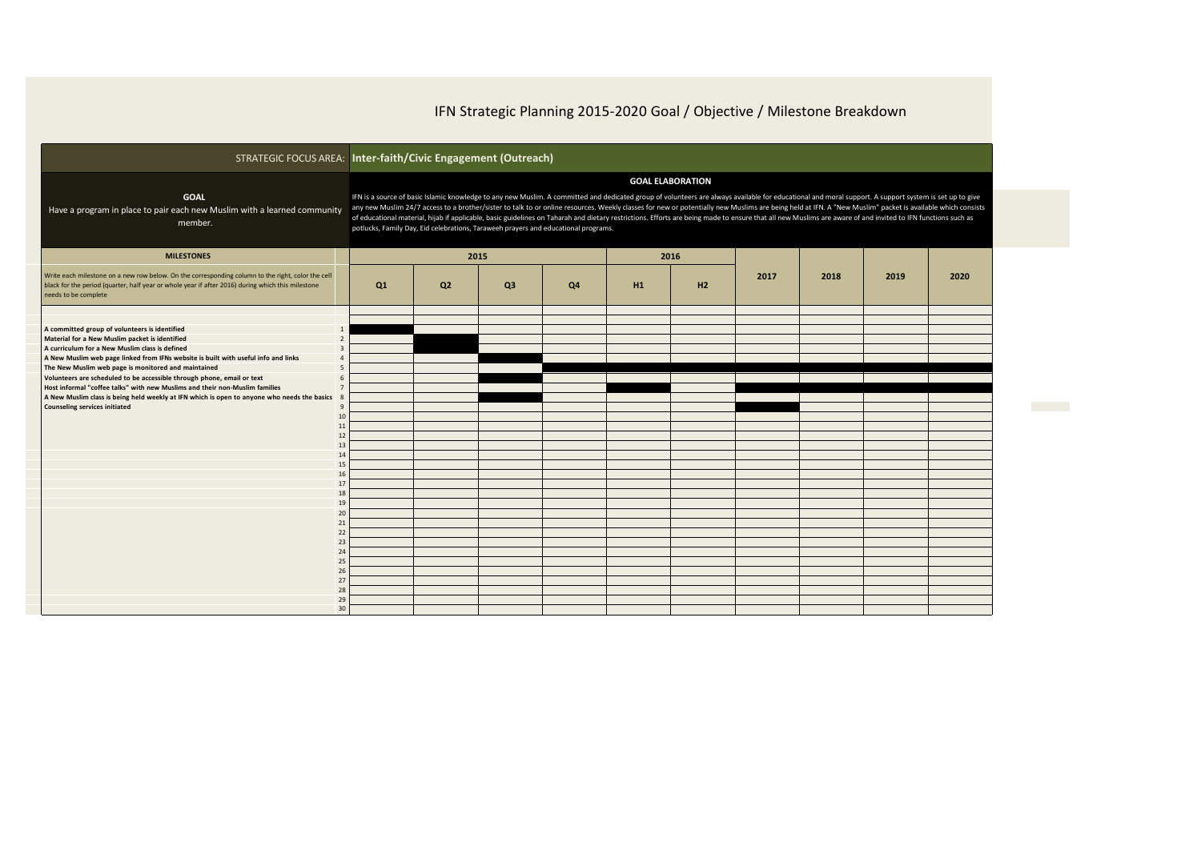# IFN Strategic Planning 2015-2020 Goal / Objective / Milestone Breakdown

**STRATEGIC FOCUS AREA: Inter-faith/Civic Engagement (Outreach)**

**GOAL**

Have a program in place to pair each new Muslim with a learned community member.

**GOAL ELABORATION**

IFN is a source of basic Islamic knowledge to any new Muslim. A committed and dedicated group of volunteers are always available for educational and moral support. A support system is set up to give any new Muslim 24/7 access to a brother/sister to talk to or online resources. Weekly classes for new or potentially new Muslims are being held at IFN. A "New Muslim" packet is available which consists of educational material, hijab if applicable, basic guidelines on Taharah and dietary restrictions. Efforts are being made to ensure that all new Muslims are aware of and invited to IFN functions such as potlucks, Family Day, Eid celebrations, Taraweeh prayers and educational programs.

| MILESTONES | | 2015 | | | | 2016 | | 2017 | 2018 | 2019 | 2020 |
|---|---|---|---|---|---|---|---|---|---|---|---|
| Write each milestone on a new row below. On the corresponding column to the right, color the cell black for the period (quarter, half year or whole year if after 2016) during which this milestone needs to be complete | | Q1 | Q2 | Q3 | Q4 | H1 | H2 | | | | |
| A committed group of volunteers is identified | 1 | | | | | | | | | | |
| Material for a New Muslim packet is identified | 2 | | | | | | | | | | |
| A curriculum for a New Muslim class is defined | 3 | | | | | | | | | | |
| A New Muslim web page linked from IFNs website is built with useful info and links | 4 | | | | | | | | | | |
| The New Muslim web page is monitored and maintained | 5 | | | | | | | | | | |
| Volunteers are scheduled to be accessible through phone, email or text | 6 | | | | | | | | | | |
| Host informal "coffee talks" with new Muslims and their non-Muslim families | 7 | | | | | | | | | | |
| A New Muslim class is being held weekly at IFN which is open to anyone who needs the basics | 8 | | | | | | | | | | |
| Counseling services initiated | 9 | | | | | | | | | | |
| | 10 | | | | | | | | | | |
| | 11 | | | | | | | | | | |
| | 12 | | | | | | | | | | |
| | 13 | | | | | | | | | | |
| | 14 | | | | | | | | | | |
| | 15 | | | | | | | | | | |
| | 16 | | | | | | | | | | |
| | 17 | | | | | | | | | | |
| | 18 | | | | | | | | | | |
| | 19 | | | | | | | | | | |
| | 20 | | | | | | | | | | |
| | 21 | | | | | | | | | | |
| | 22 | | | | | | | | | | |
| | 23 | | | | | | | | | | |
| | 24 | | | | | | | | | | |
| | 25 | | | | | | | | | | |
| | 26 | | | | | | | | | | |
| | 27 | | | | | | | | | | |
| | 28 | | | | | | | | | | |
| | 29 | | | | | | | | | | |
| | 30 | | | | | | | | | | |